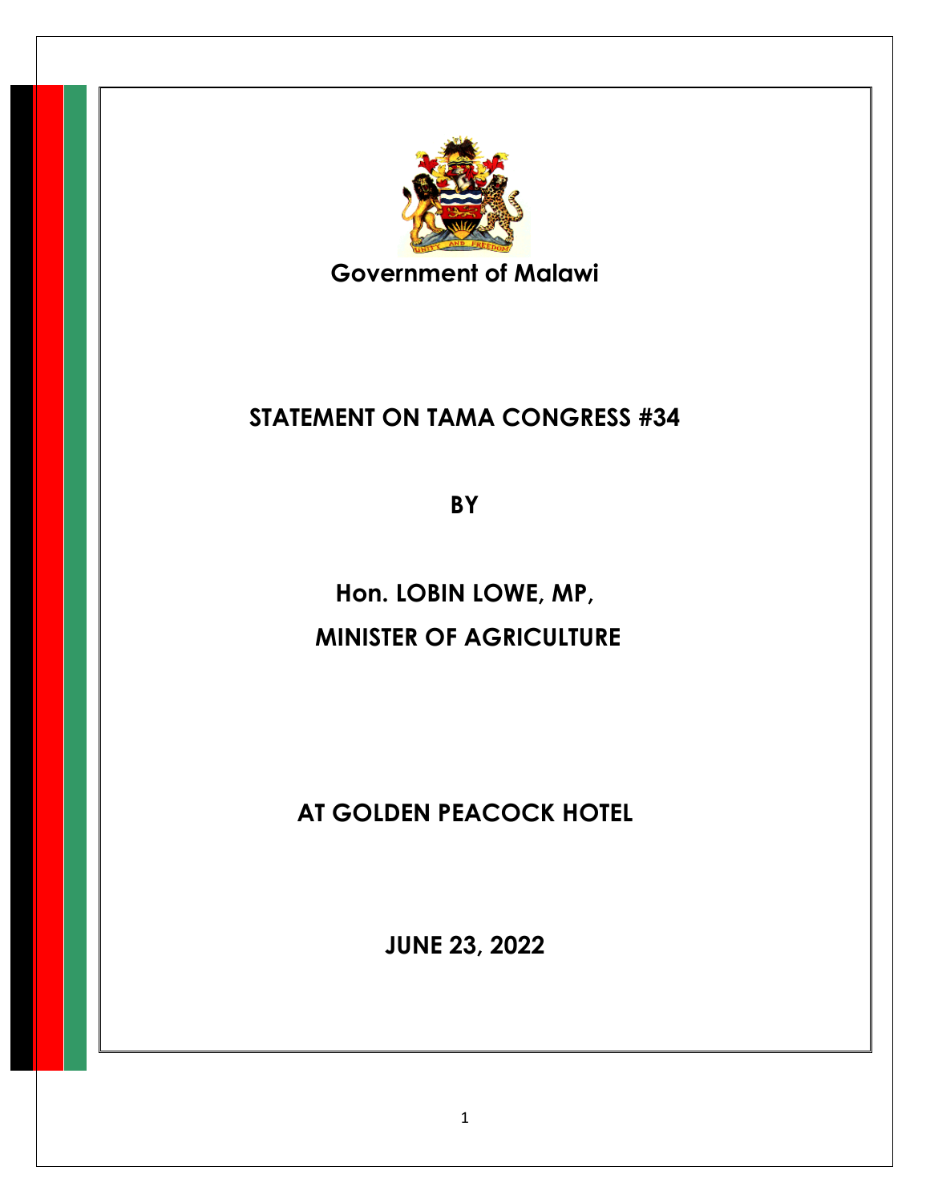**Government of Malawi**

# STATEMENT ON TAMA CONGRESS #34

**BY**

**Hon. LOBIN LOWE, MP,**

**MINISTER OF AGRICULTURE**

**AT GOLDEN PEACOCK HOTEL**

**JUNE 23, 2022**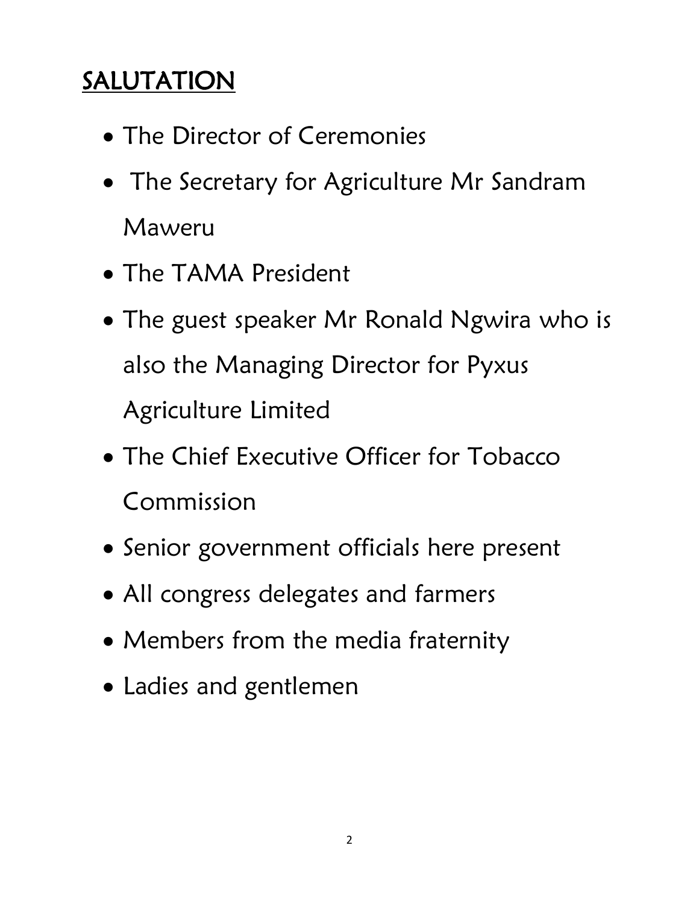## SALUTATION

- The Director of Ceremonies
- The Secretary for Agriculture Mr Sandram Maweru
- The TAMA President
- The guest speaker Mr Ronald Ngwira who is also the Managing Director for Pyxus Agriculture Limited
- The Chief Executive Officer for Tobacco Commission
- Senior government officials here present
- All congress delegates and farmers
- Members from the media fraternity
- Ladies and gentlemen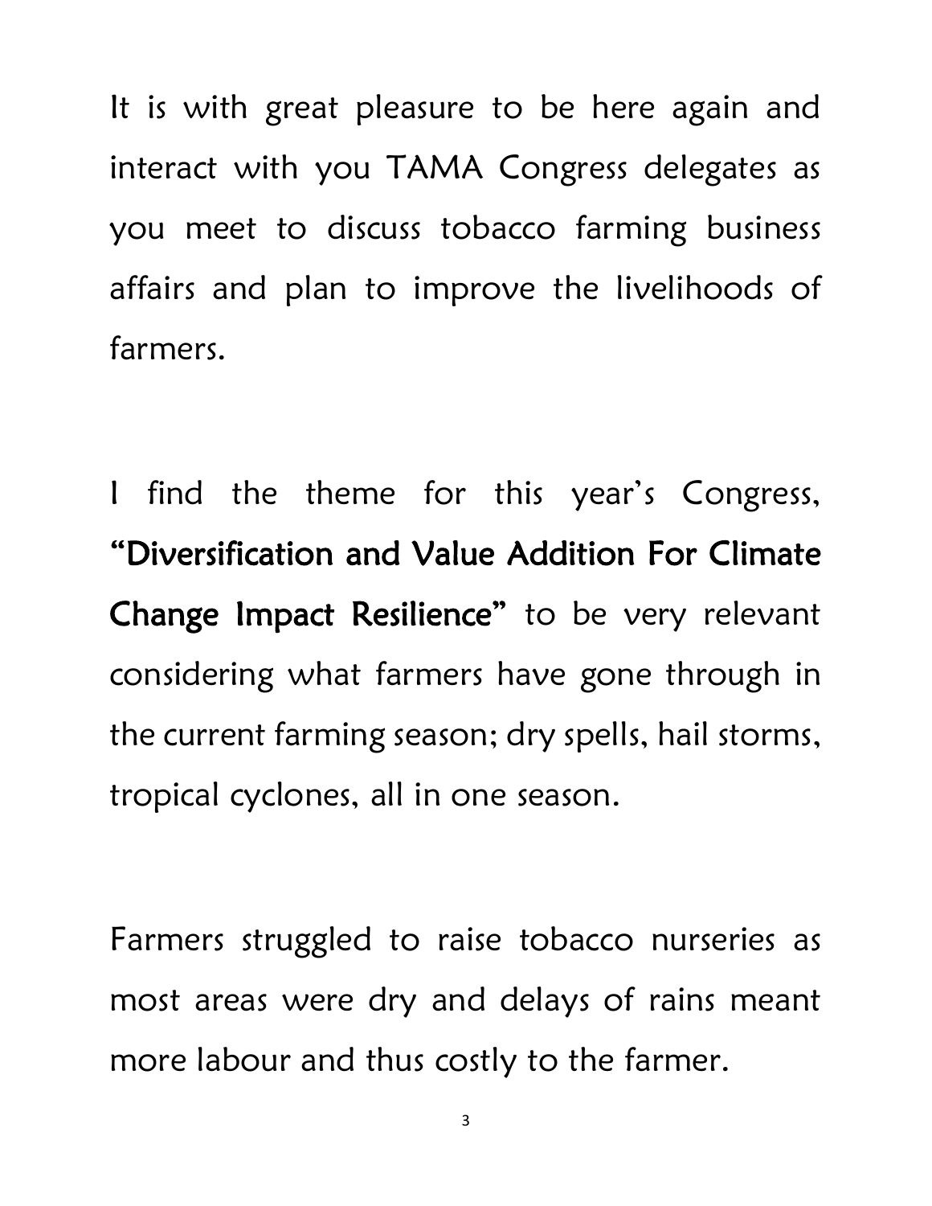It is with great pleasure to be here again and interact with you TAMA Congress delegates as you meet to discuss tobacco farming business affairs and plan to improve the livelihoods of farmers.

I find the theme for this year's Congress, **"Diversification and Value Addition For Climate Change Impact Resilience"** to be very relevant considering what farmers have gone through in the current farming season; dry spells, hail storms, tropical cyclones, all in one season.

Farmers struggled to raise tobacco nurseries as most areas were dry and delays of rains meant more labour and thus costly to the farmer.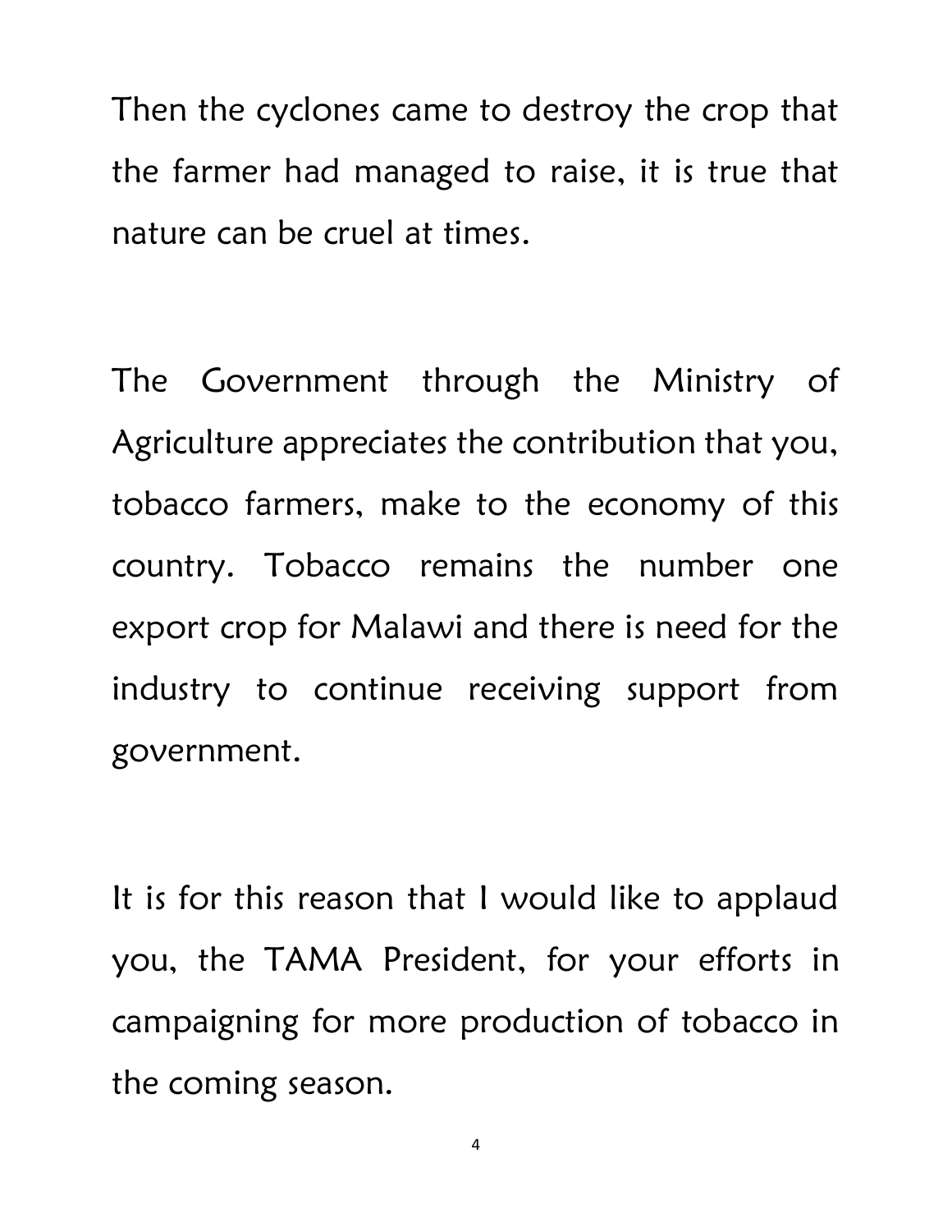Then the cyclones came to destroy the crop that the farmer had managed to raise, it is true that nature can be cruel at times.

The Government through the Ministry of Agriculture appreciates the contribution that you, tobacco farmers, make to the economy of this country. Tobacco remains the number one export crop for Malawi and there is need for the industry to continue receiving support from government.

It is for this reason that I would like to applaud you, the TAMA President, for your efforts in campaigning for more production of tobacco in the coming season.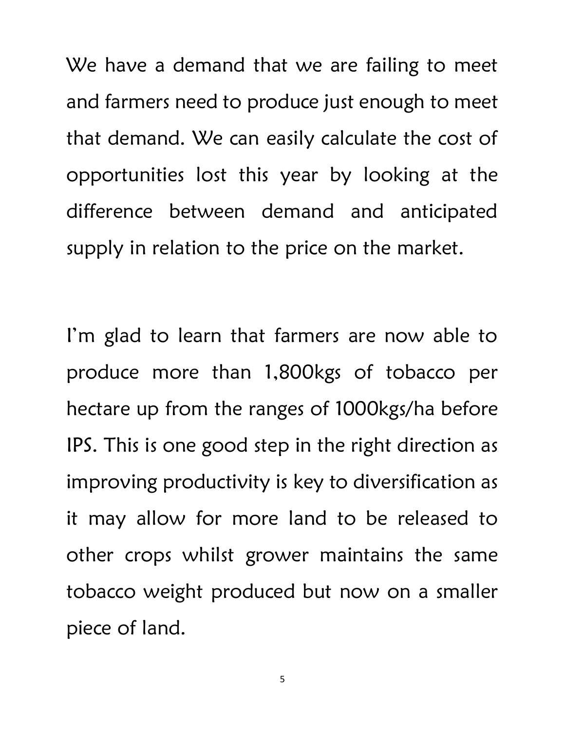We have a demand that we are failing to meet and farmers need to produce just enough to meet that demand. We can easily calculate the cost of opportunities lost this year by looking at the difference between demand and anticipated supply in relation to the price on the market.

I'm glad to learn that farmers are now able to produce more than 1,800kgs of tobacco per hectare up from the ranges of 1000kgs/ha before IPS. This is one good step in the right direction as improving productivity is key to diversification as it may allow for more land to be released to other crops whilst grower maintains the same tobacco weight produced but now on a smaller piece of land.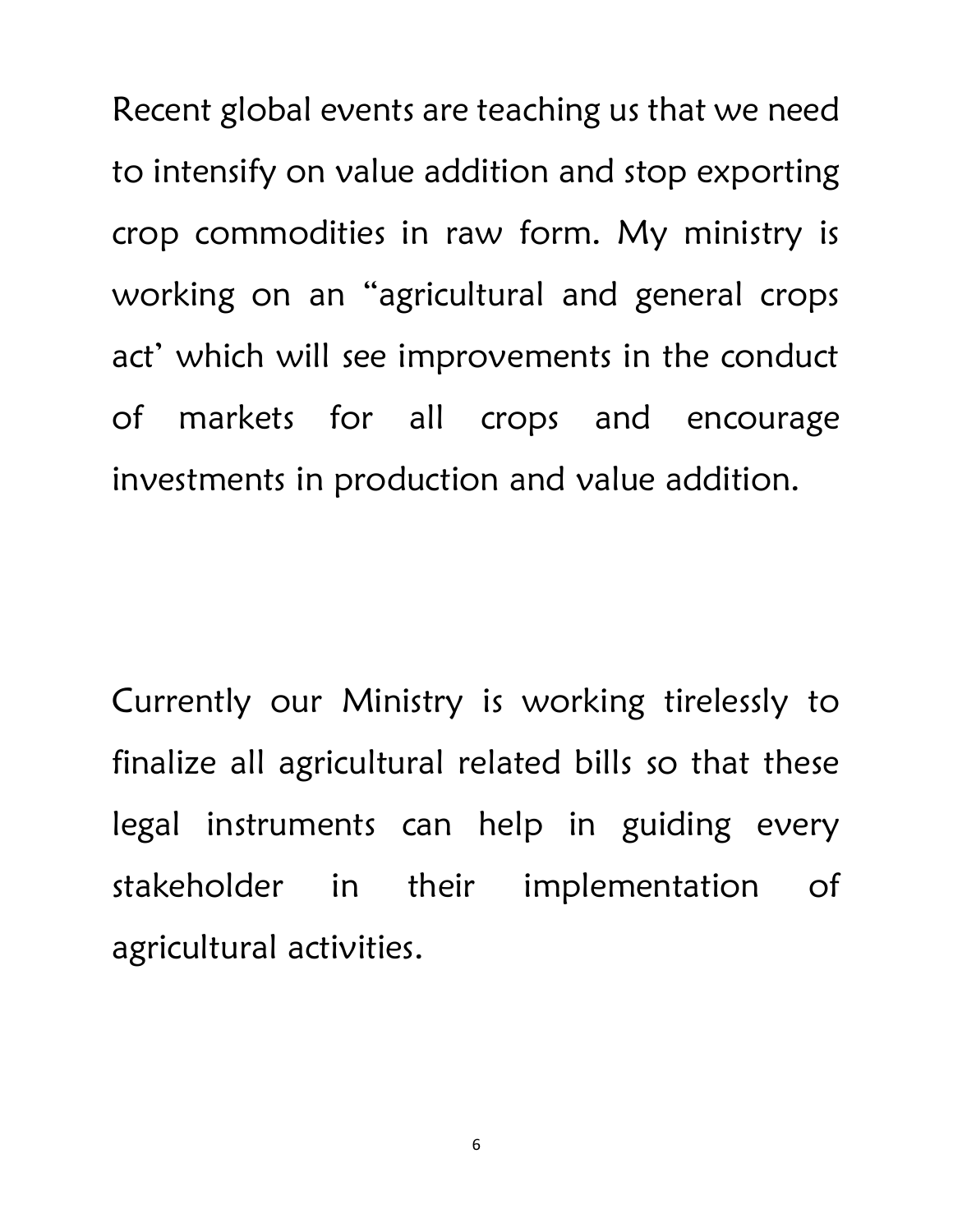Recent global events are teaching us that we need to intensify on value addition and stop exporting crop commodities in raw form. My ministry is working on an "agricultural and general crops act' which will see improvements in the conduct of markets for all crops and encourage investments in production and value addition.

Currently our Ministry is working tirelessly to finalize all agricultural related bills so that these legal instruments can help in guiding every stakeholder in their implementation of agricultural activities.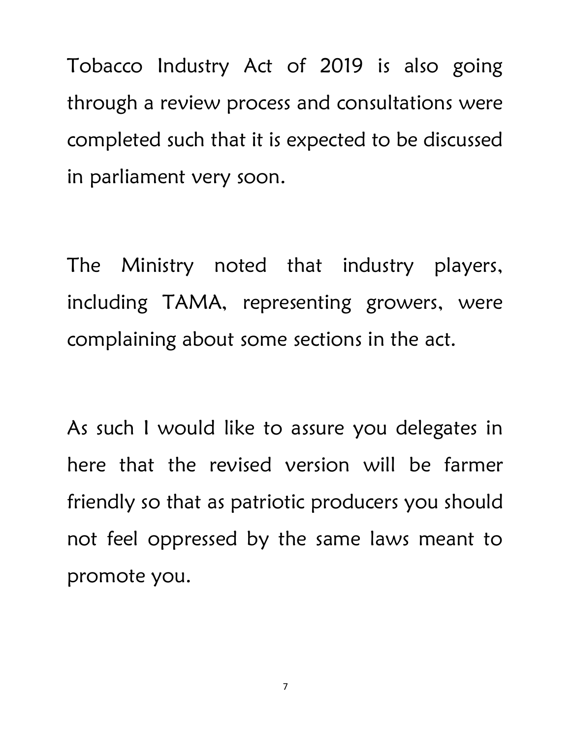Tobacco Industry Act of 2019 is also going through a review process and consultations were completed such that it is expected to be discussed in parliament very soon.

The Ministry noted that industry players, including TAMA, representing growers, were complaining about some sections in the act.

As such I would like to assure you delegates in here that the revised version will be farmer friendly so that as patriotic producers you should not feel oppressed by the same laws meant to promote you.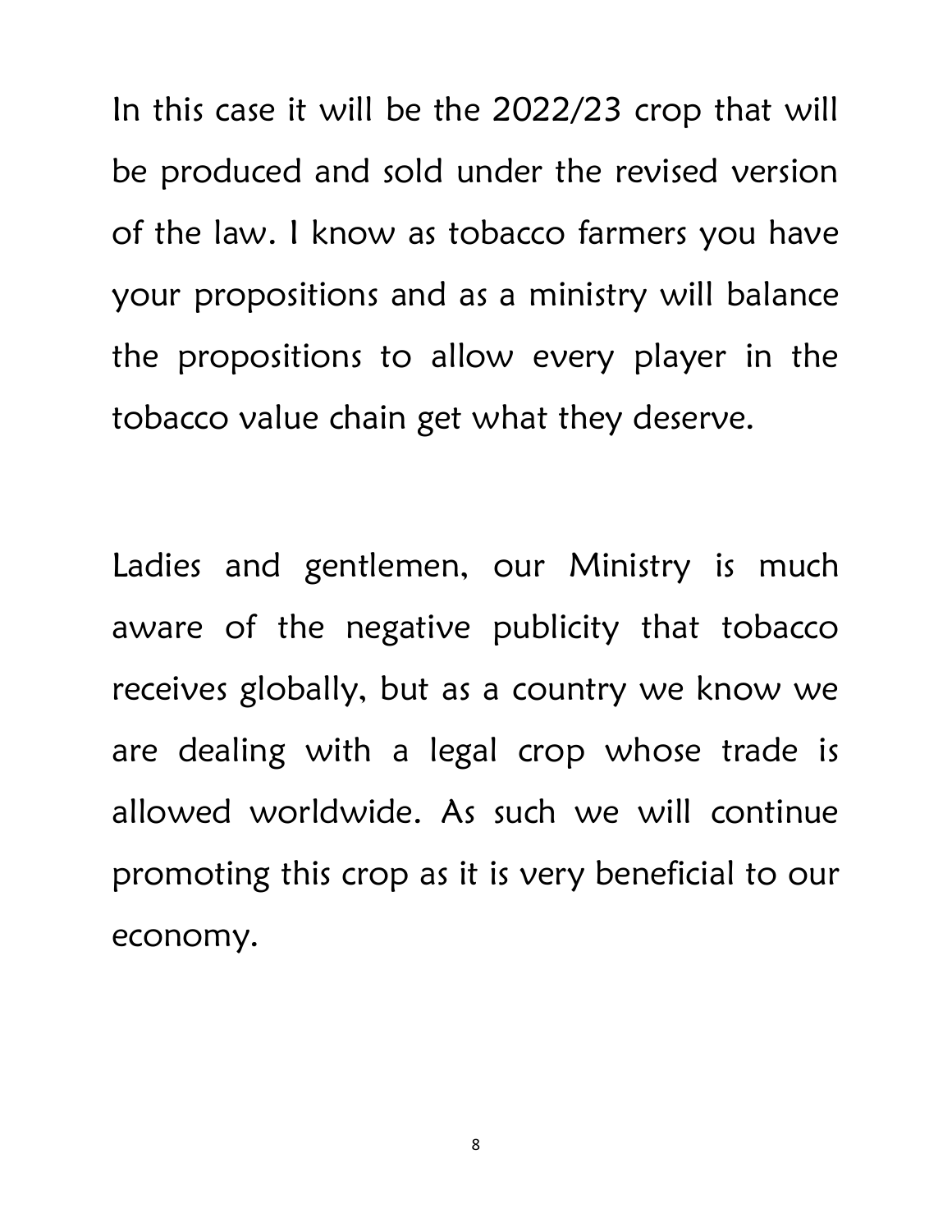In this case it will be the 2022/23 crop that will be produced and sold under the revised version of the law. I know as tobacco farmers you have your propositions and as a ministry will balance the propositions to allow every player in the tobacco value chain get what they deserve.

Ladies and gentlemen, our Ministry is much aware of the negative publicity that tobacco receives globally, but as a country we know we are dealing with a legal crop whose trade is allowed worldwide. As such we will continue promoting this crop as it is very beneficial to our economy.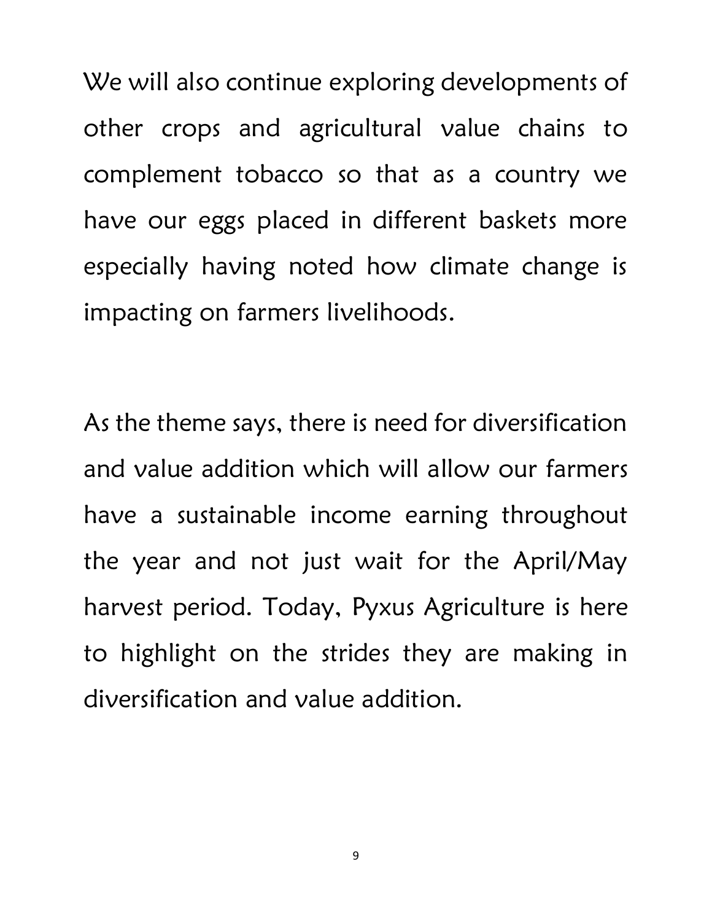We will also continue exploring developments of other crops and agricultural value chains to complement tobacco so that as a country we have our eggs placed in different baskets more especially having noted how climate change is impacting on farmers livelihoods.

As the theme says, there is need for diversification and value addition which will allow our farmers have a sustainable income earning throughout the year and not just wait for the April/May harvest period. Today, Pyxus Agriculture is here to highlight on the strides they are making in diversification and value addition.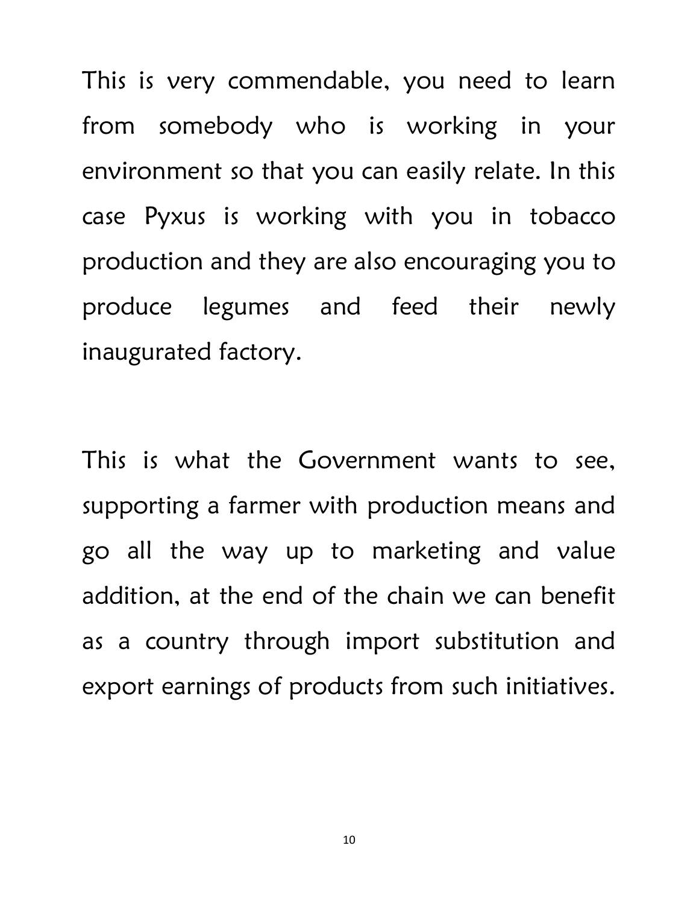This is very commendable, you need to learn from somebody who is working in your environment so that you can easily relate. In this case Pyxus is working with you in tobacco production and they are also encouraging you to produce legumes and feed their newly inaugurated factory.

This is what the Government wants to see, supporting a farmer with production means and go all the way up to marketing and value addition, at the end of the chain we can benefit as a country through import substitution and export earnings of products from such initiatives.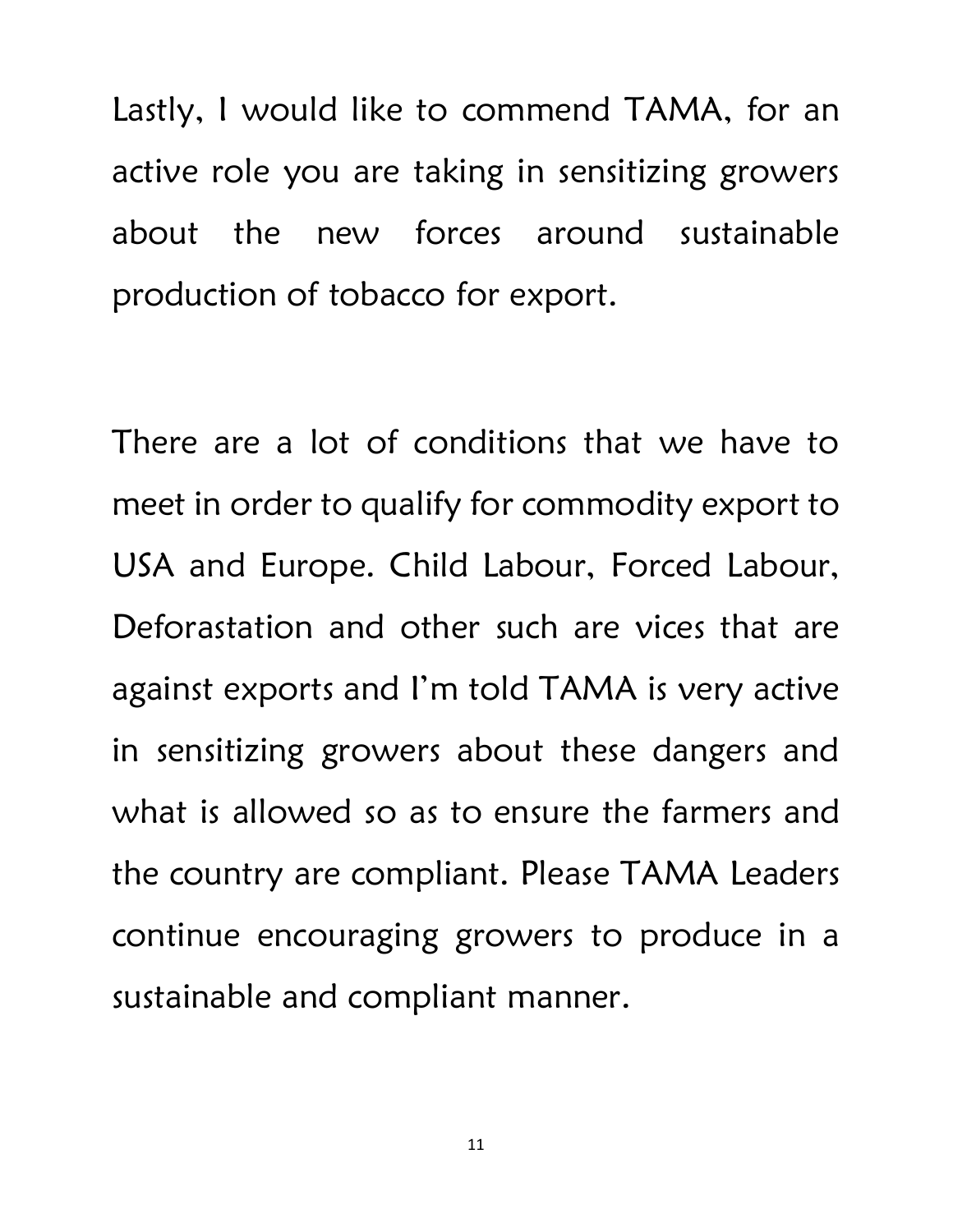Lastly, I would like to commend TAMA, for an active role you are taking in sensitizing growers about the new forces around sustainable production of tobacco for export.

There are a lot of conditions that we have to meet in order to qualify for commodity export to USA and Europe. Child Labour, Forced Labour, Deforastation and other such are vices that are against exports and I'm told TAMA is very active in sensitizing growers about these dangers and what is allowed so as to ensure the farmers and the country are compliant. Please TAMA Leaders continue encouraging growers to produce in a sustainable and compliant manner.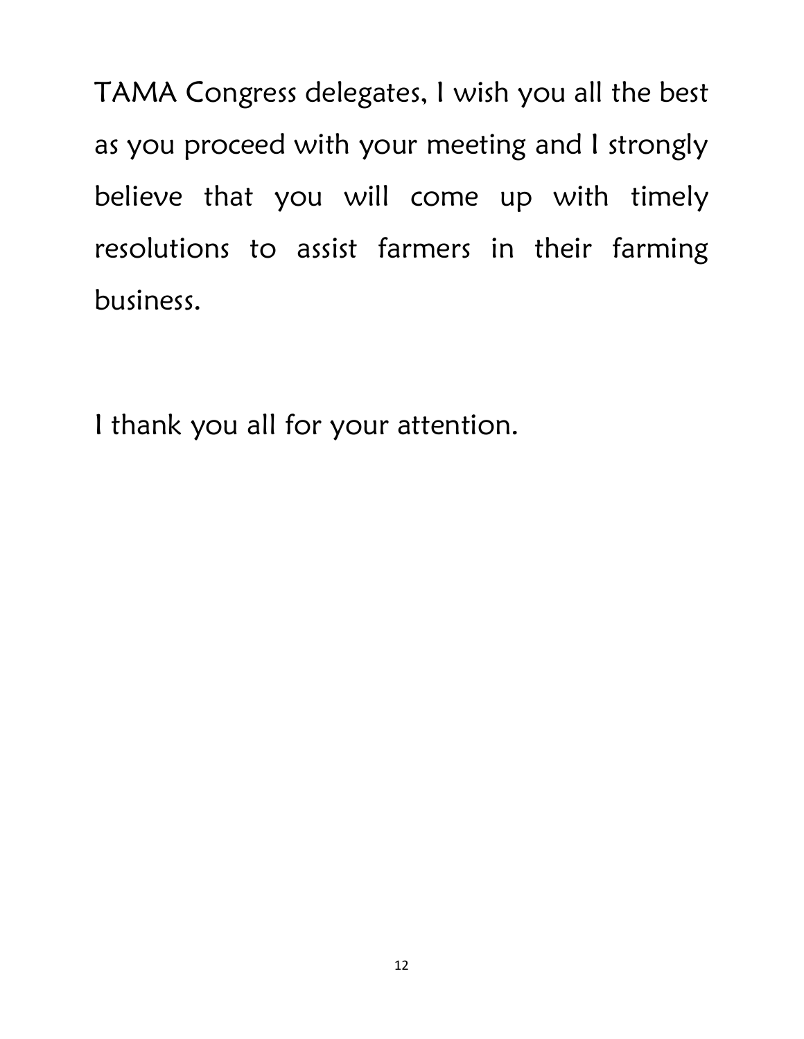TAMA Congress delegates, I wish you all the best as you proceed with your meeting and I strongly believe that you will come up with timely resolutions to assist farmers in their farming business.

I thank you all for your attention.